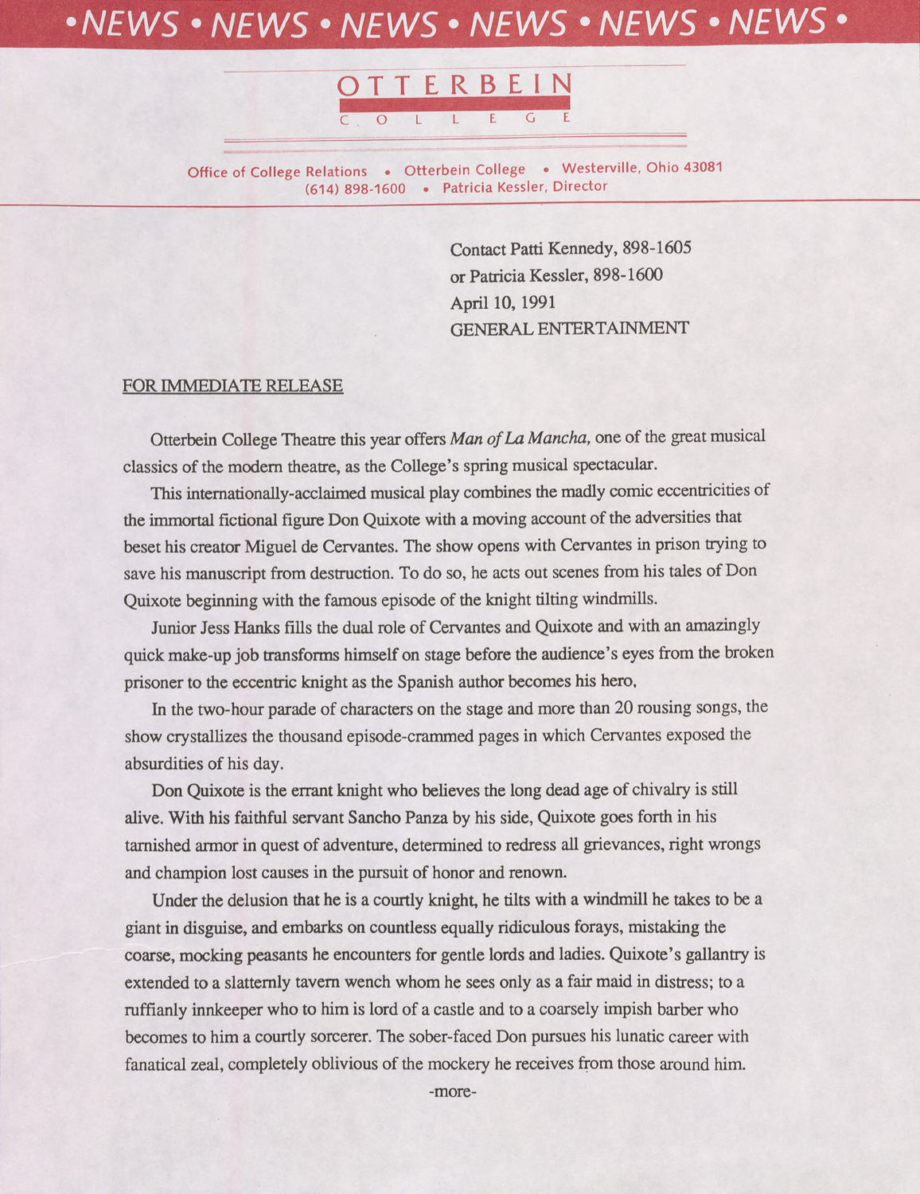•NEWS • NEWS • NEWS • NEWS • NEWS • NEWS •

# OTTERBEIN COLLEGE

Office of College Relations • Otterbein College • Westerville, Ohio 43081
(614) 898-1600 • Patricia Kessler, Director

Contact Patti Kennedy, 898-1605
or Patricia Kessler, 898-1600
April 10, 1991
GENERAL ENTERTAINMENT

FOR IMMEDIATE RELEASE

Otterbein College Theatre this year offers *Man of La Mancha,* one of the great musical classics of the modern theatre, as the College's spring musical spectacular.

This internationally-acclaimed musical play combines the madly comic eccentricities of the immortal fictional figure Don Quixote with a moving account of the adversities that beset his creator Miguel de Cervantes. The show opens with Cervantes in prison trying to save his manuscript from destruction. To do so, he acts out scenes from his tales of Don Quixote beginning with the famous episode of the knight tilting windmills.

Junior Jess Hanks fills the dual role of Cervantes and Quixote and with an amazingly quick make-up job transforms himself on stage before the audience's eyes from the broken prisoner to the eccentric knight as the Spanish author becomes his hero.

In the two-hour parade of characters on the stage and more than 20 rousing songs, the show crystallizes the thousand episode-crammed pages in which Cervantes exposed the absurdities of his day.

Don Quixote is the errant knight who believes the long dead age of chivalry is still alive. With his faithful servant Sancho Panza by his side, Quixote goes forth in his tarnished armor in quest of adventure, determined to redress all grievances, right wrongs and champion lost causes in the pursuit of honor and renown.

Under the delusion that he is a courtly knight, he tilts with a windmill he takes to be a giant in disguise, and embarks on countless equally ridiculous forays, mistaking the coarse, mocking peasants he encounters for gentle lords and ladies. Quixote's gallantry is extended to a slatternly tavern wench whom he sees only as a fair maid in distress; to a ruffianly innkeeper who to him is lord of a castle and to a coarsely impish barber who becomes to him a courtly sorcerer. The sober-faced Don pursues his lunatic career with fanatical zeal, completely oblivious of the mockery he receives from those around him.

-more-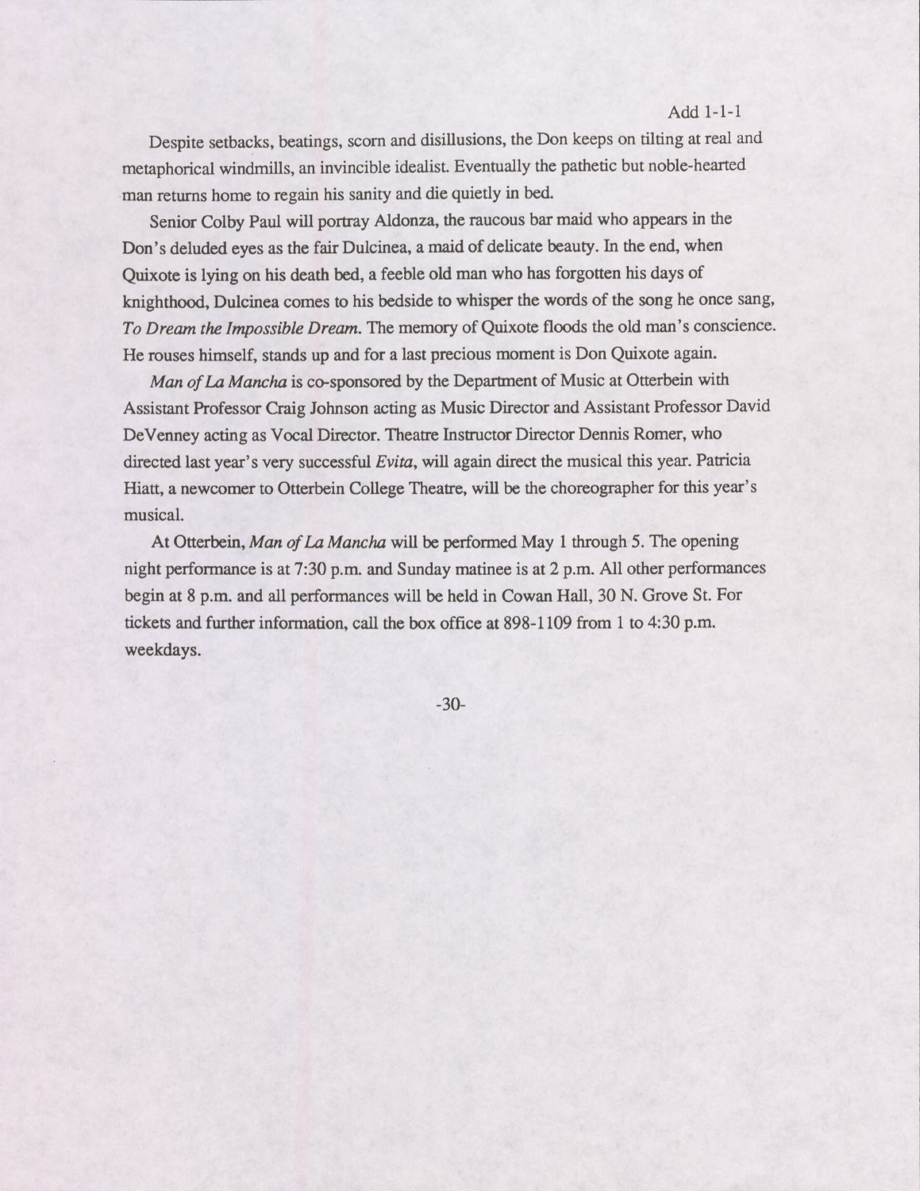Add 1-1-1

Despite setbacks, beatings, scorn and disillusions, the Don keeps on tilting at real and metaphorical windmills, an invincible idealist. Eventually the pathetic but noble-hearted man returns home to regain his sanity and die quietly in bed.

Senior Colby Paul will portray Aldonza, the raucous bar maid who appears in the Don's deluded eyes as the fair Dulcinea, a maid of delicate beauty. In the end, when Quixote is lying on his death bed, a feeble old man who has forgotten his days of knighthood, Dulcinea comes to his bedside to whisper the words of the song he once sang, *To Dream the Impossible Dream*. The memory of Quixote floods the old man's conscience. He rouses himself, stands up and for a last precious moment is Don Quixote again.

*Man of La Mancha* is co-sponsored by the Department of Music at Otterbein with Assistant Professor Craig Johnson acting as Music Director and Assistant Professor David DeVenney acting as Vocal Director. Theatre Instructor Director Dennis Romer, who directed last year's very successful *Evita*, will again direct the musical this year. Patricia Hiatt, a newcomer to Otterbein College Theatre, will be the choreographer for this year's musical.

At Otterbein, *Man of La Mancha* will be performed May 1 through 5. The opening night performance is at 7:30 p.m. and Sunday matinee is at 2 p.m. All other performances begin at 8 p.m. and all performances will be held in Cowan Hall, 30 N. Grove St. For tickets and further information, call the box office at 898-1109 from 1 to 4:30 p.m. weekdays.

-30-